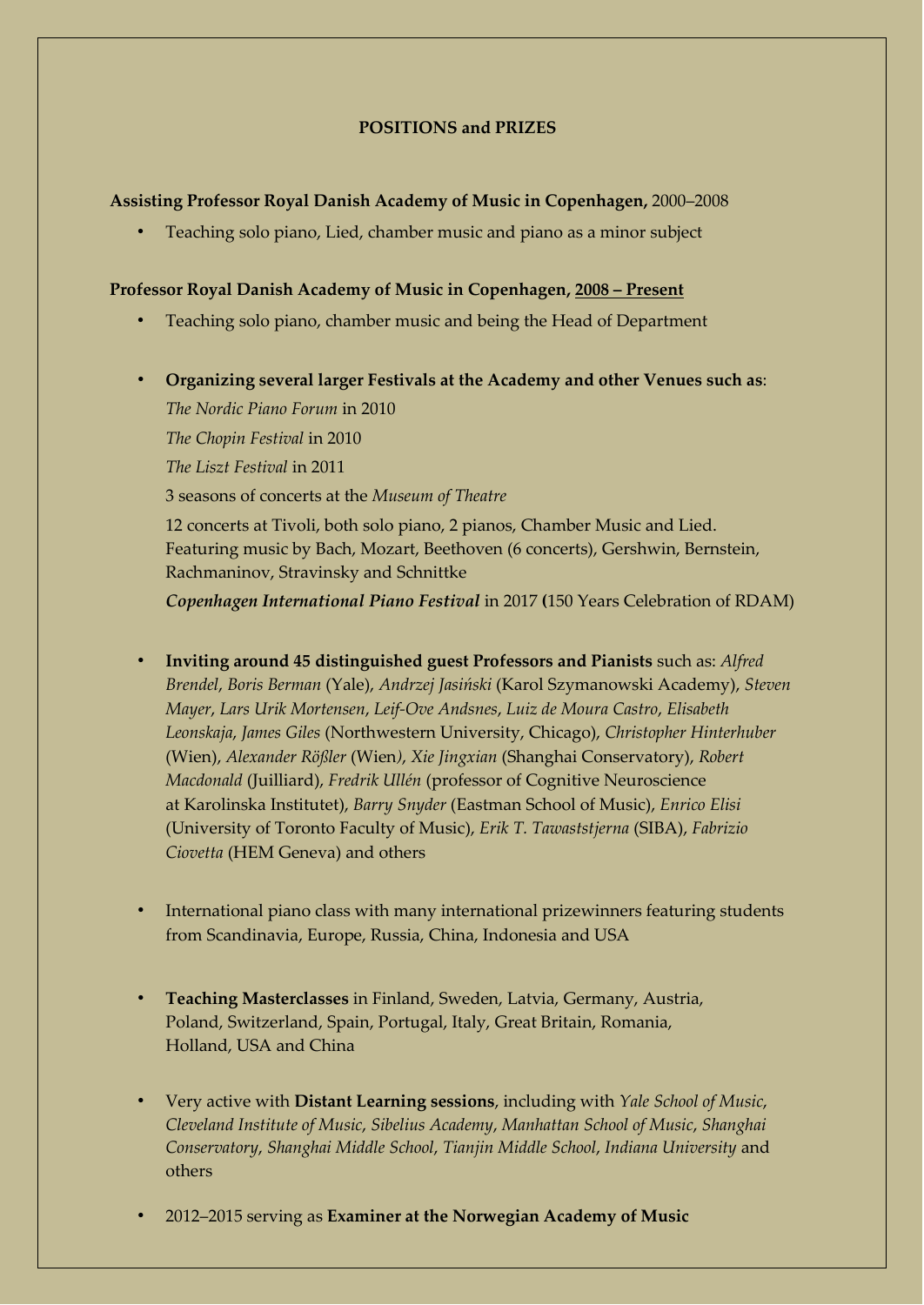## POSITIONS and PRIZES

**Assisting Professor Royal Danish Academy of Music in Copenhagen,** 2000–2008

- Teaching solo piano, Lied, chamber music and piano as a minor subject

**Professor Royal Danish Academy of Music in Copenhagen, <u>2008 – Present</u>**

- Teaching solo piano, chamber music and being the Head of Department

- **Organizing several larger Festivals at the Academy and other Venues such as**:

  *The Nordic Piano Forum* in 2010

  *The Chopin Festival* in 2010

  *The Liszt Festival* in 2011

  3 seasons of concerts at the *Museum of Theatre*

  12 concerts at Tivoli, both solo piano, 2 pianos, Chamber Music and Lied. Featuring music by Bach, Mozart, Beethoven (6 concerts), Gershwin, Bernstein, Rachmaninov, Stravinsky and Schnittke

  ***Copenhagen International Piano Festival*** in 2017 **(**150 Years Celebration of RDAM)

- **Inviting around 45 distinguished guest Professors and Pianists** such as: *Alfred Brendel*, *Boris Berman* (Yale), *Andrzej Jasiński* (Karol Szymanowski Academy), *Steven Mayer*, *Lars Urik Mortensen*, *Leif-Ove Andsnes*, *Luiz de Moura Castro*, *Elisabeth Leonskaja*, *James Giles* (Northwestern University, Chicago), *Christopher Hinterhuber* (Wien), *Alexander Rößler* (Wien*)*, *Xie Jingxian* (Shanghai Conservatory), *Robert Macdonald* (Juilliard), *Fredrik Ullén* (professor of Cognitive Neuroscience at Karolinska Institutet), *Barry Snyder* (Eastman School of Music), *Enrico Elisi* (University of Toronto Faculty of Music), *Erik T. Tawaststjerna* (SIBA), *Fabrizio Ciovetta* (HEM Geneva) and others

- International piano class with many international prizewinners featuring students from Scandinavia, Europe, Russia, China, Indonesia and USA

- **Teaching Masterclasses** in Finland, Sweden, Latvia, Germany, Austria, Poland, Switzerland, Spain, Portugal, Italy, Great Britain, Romania, Holland, USA and China

- Very active with **Distant Learning sessions**, including with *Yale School of Music*, *Cleveland Institute of Music*, *Sibelius Academy*, *Manhattan School of Music*, *Shanghai Conservatory*, *Shanghai Middle School*, *Tianjin Middle School*, *Indiana University* and others

- 2012–2015 serving as **Examiner at the Norwegian Academy of Music**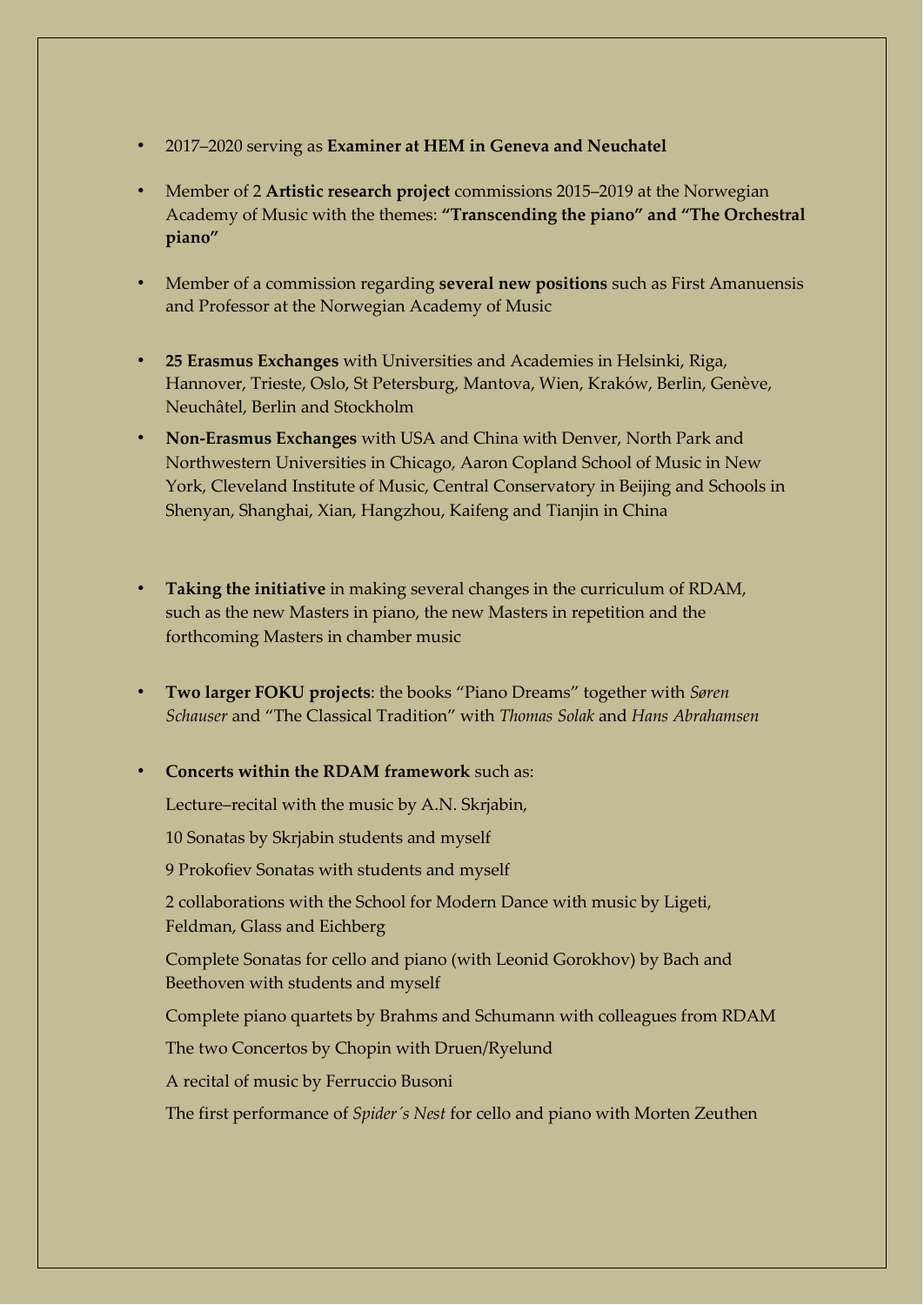- 2017–2020 serving as **Examiner at HEM in Geneva and Neuchatel**
- Member of 2 **Artistic research project** commissions 2015–2019 at the Norwegian Academy of Music with the themes: **"Transcending the piano" and "The Orchestral piano"**
- Member of a commission regarding **several new positions** such as First Amanuensis and Professor at the Norwegian Academy of Music
- **25 Erasmus Exchanges** with Universities and Academies in Helsinki, Riga, Hannover, Trieste, Oslo, St Petersburg, Mantova, Wien, Kraków, Berlin, Genève, Neuchâtel, Berlin and Stockholm
- **Non-Erasmus Exchanges** with USA and China with Denver, North Park and Northwestern Universities in Chicago, Aaron Copland School of Music in New York, Cleveland Institute of Music, Central Conservatory in Beijing and Schools in Shenyan, Shanghai, Xian, Hangzhou, Kaifeng and Tianjin in China
- **Taking the initiative** in making several changes in the curriculum of RDAM, such as the new Masters in piano, the new Masters in repetition and the forthcoming Masters in chamber music
- **Two larger FOKU projects**: the books "Piano Dreams" together with *Søren Schauser* and "The Classical Tradition" with *Thomas Solak* and *Hans Abrahamsen*
- **Concerts within the RDAM framework** such as:

  Lecture–recital with the music by A.N. Skrjabin,

  10 Sonatas by Skrjabin students and myself

  9 Prokofiev Sonatas with students and myself

  2 collaborations with the School for Modern Dance with music by Ligeti, Feldman, Glass and Eichberg

  Complete Sonatas for cello and piano (with Leonid Gorokhov) by Bach and Beethoven with students and myself

  Complete piano quartets by Brahms and Schumann with colleagues from RDAM

  The two Concertos by Chopin with Druen/Ryelund

  A recital of music by Ferruccio Busoni

  The first performance of *Spider´s Nest* for cello and piano with Morten Zeuthen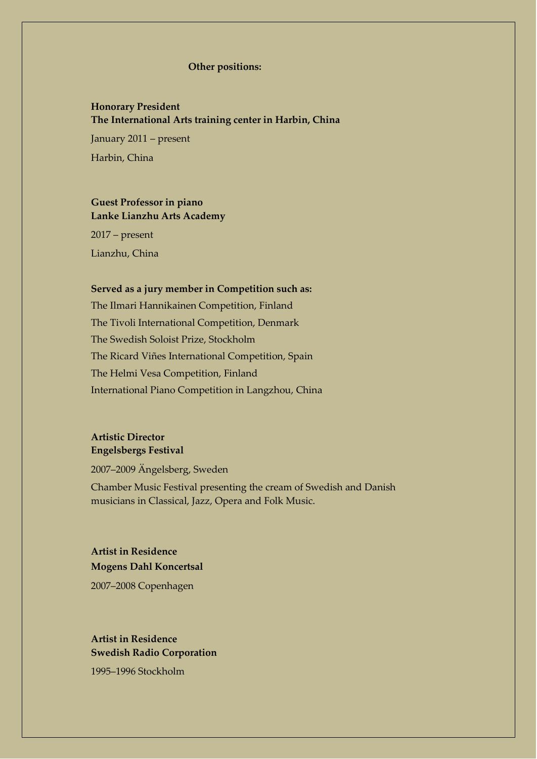## Other positions:

**Honorary President**
**The International Arts training center in Harbin, China**

January 2011 – present

Harbin, China

**Guest Professor in piano**
**Lanke Lianzhu Arts Academy**

2017 – present

Lianzhu, China

**Served as a jury member in Competition such as:**

The Ilmari Hannikainen Competition, Finland
The Tivoli International Competition, Denmark
The Swedish Soloist Prize, Stockholm
The Ricard Viñes International Competition, Spain
The Helmi Vesa Competition, Finland
International Piano Competition in Langzhou, China

**Artistic Director**
**Engelsbergs Festival**

2007–2009 Ängelsberg, Sweden

Chamber Music Festival presenting the cream of Swedish and Danish musicians in Classical, Jazz, Opera and Folk Music.

**Artist in Residence**
**Mogens Dahl Koncertsal**

2007–2008 Copenhagen

**Artist in Residence**
**Swedish Radio Corporation**

1995–1996 Stockholm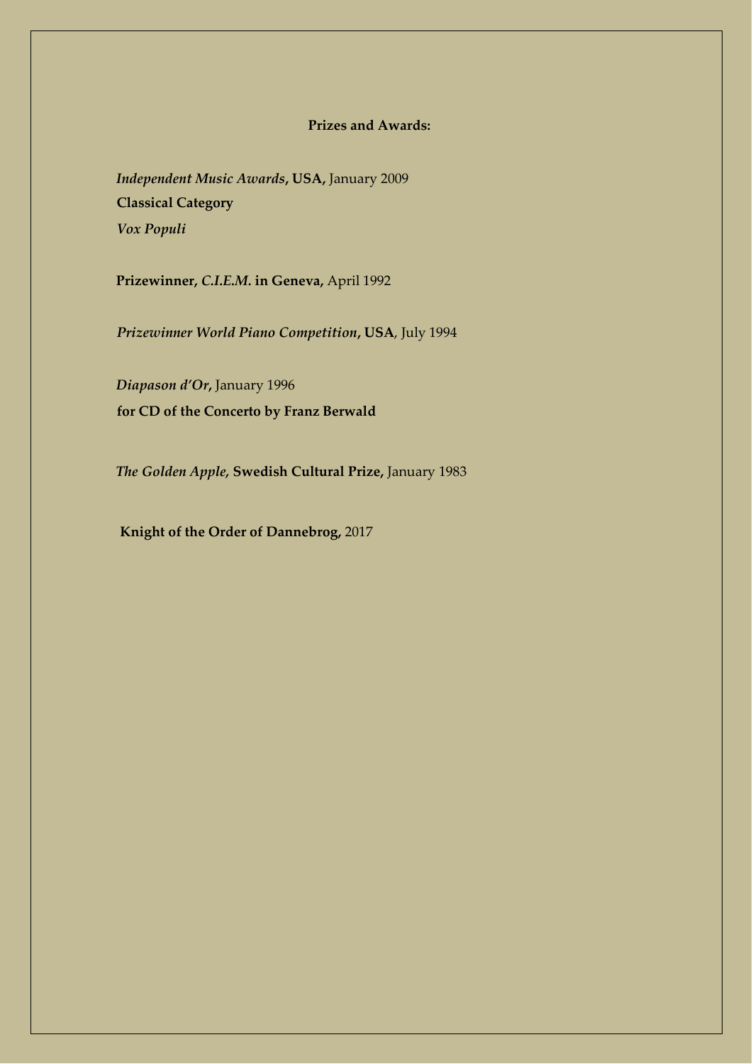**Prizes and Awards:**

***Independent Music Awards*, USA,** January 2009
**Classical Category**
***Vox Populi***

**Prizewinner, *C.I.E.M.* in Geneva,** April 1992

***Prizewinner World Piano Competition*, USA**, July 1994

***Diapason d'Or*,** January 1996
**for CD of the Concerto by Franz Berwald**

***The Golden Apple,* Swedish Cultural Prize,** January 1983

**Knight of the Order of Dannebrog,** 2017